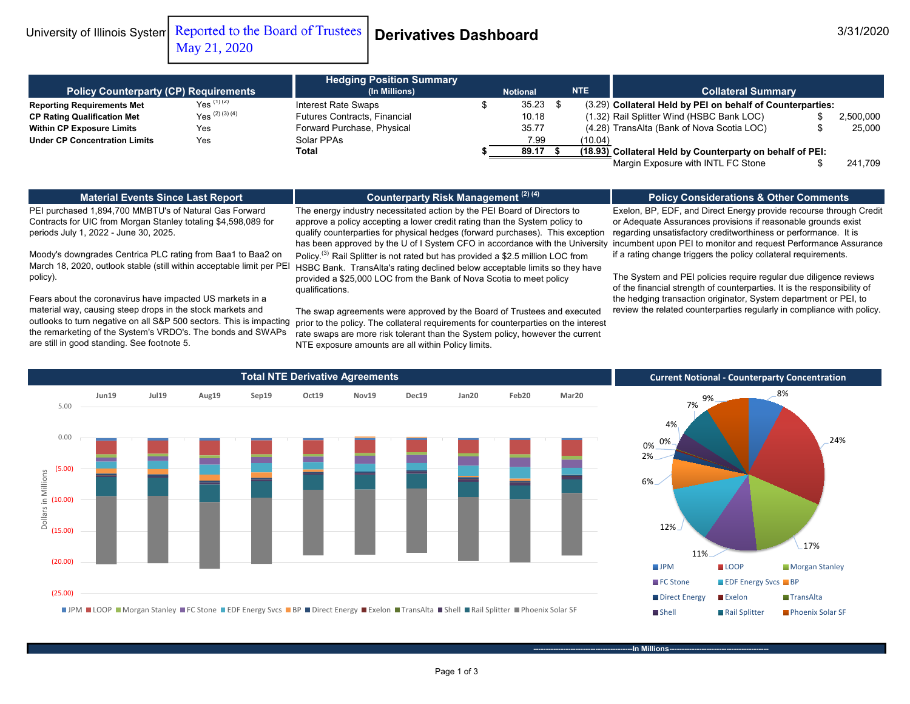University of Illinois System — Reported to the Board of Trustees May 21, 2020

# Derivatives Dashboard

3/31/2020

## Policy Counterparty (CP) Requirements

| Requirement | Status |
|---|---|
| **Reporting Requirements Met** | Yes [1] [2] |
| **CP Rating Qualification Met** | Yes [2] [3] [4] |
| **Within CP Exposure Limits** | Yes |
| **Under CP Concentration Limits** | Yes |

## Hedging Position Summary (In Millions)

| | Notional | NTE |
|---|---|---|
| Interest Rate Swaps | $ 35.23 | $ (3.29) |
| Futures Contracts, Financial | 10.18 | (1.32) |
| Forward Purchase, Physical | 35.77 | (4.28) |
| Solar PPAs | 7.99 | (10.04) |
| **Total** | **$ 89.17** | **$ (18.93)** |

## Collateral Summary

| | |
|---|---|
| **Collateral Held by PEI on behalf of Counterparties:** | |
| Rail Splitter Wind (HSBC Bank LOC) | $ 2,500,000 |
| TransAlta (Bank of Nova Scotia LOC) | $ 25,000 |
| **Collateral Held by Counterparty on behalf of PEI:** | |
| Margin Exposure with INTL FC Stone | $ 241,709 |

## Material Events Since Last Report

PEI purchased 1,894,700 MMBTU's of Natural Gas Forward Contracts for UIC from Morgan Stanley totaling $4,598,089 for periods July 1, 2022 - June 30, 2025.

Moody's downgrades Centrica PLC rating from Baa1 to Baa2 on March 18, 2020, outlook stable (still within acceptable limit per PEI policy).

Fears about the coronavirus have impacted US markets in a material way, causing steep drops in the stock markets and outlooks to turn negative on all S&P 500 sectors. This is impacting the remarketing of the System's VRDO's. The bonds and SWAPs are still in good standing. See footnote 5.

## Counterparty Risk Management [2] [4]

The energy industry necessitated action by the PEI Board of Directors to approve a policy accepting a lower credit rating than the System policy to qualify counterparties for physical hedges (forward purchases). This exception has been approved by the U of I System CFO in accordance with the University Policy.[3] Rail Splitter is not rated but has provided a $2.5 million LOC from HSBC Bank. TransAlta's rating declined below acceptable limits so they have provided a $25,000 LOC from the Bank of Nova Scotia to meet policy qualifications.

The swap agreements were approved by the Board of Trustees and executed prior to the policy. The collateral requirements for counterparties on the interest rate swaps are more risk tolerant than the System policy, however the current NTE exposure amounts are all within Policy limits.

## Policy Considerations & Other Comments

Exelon, BP, EDF, and Direct Energy provide recourse through Credit or Adequate Assurances provisions if reasonable grounds exist regarding unsatisfactory creditworthiness or performance. It is incumbent upon PEI to monitor and request Performance Assurance if a rating change triggers the policy collateral requirements.

The System and PEI policies require regular due diligence reviews of the financial strength of counterparties. It is the responsibility of the hedging transaction originator, System department or PEI, to review the related counterparties regularly in compliance with policy.

## Total NTE Derivative Agreements

Stacked bar chart, Jun19 through Mar20; y-axis "Dollars in Millions" from 5.00 to (25.00). Legend: JPM, LOOP, Morgan Stanley, FC Stone, EDF Energy Svcs, BP, Direct Energy, Exelon, TransAlta, Shell, Rail Splitter, Phoenix Solar SF.

## Current Notional - Counterparty Concentration

| Counterparty | Share |
|---|---|
| JPM | 8% |
| LOOP | 24% |
| Morgan Stanley | 17% |
| FC Stone | 11% |
| EDF Energy Svcs | 12% |
| BP | 6% |
| Direct Energy | 2% |
| Exelon | 0% |
| TransAlta | 0% |
| Shell | 4% |
| Rail Splitter | 7% |
| Phoenix Solar SF | 9% |

---------------------------------------In Millions---------------------------------------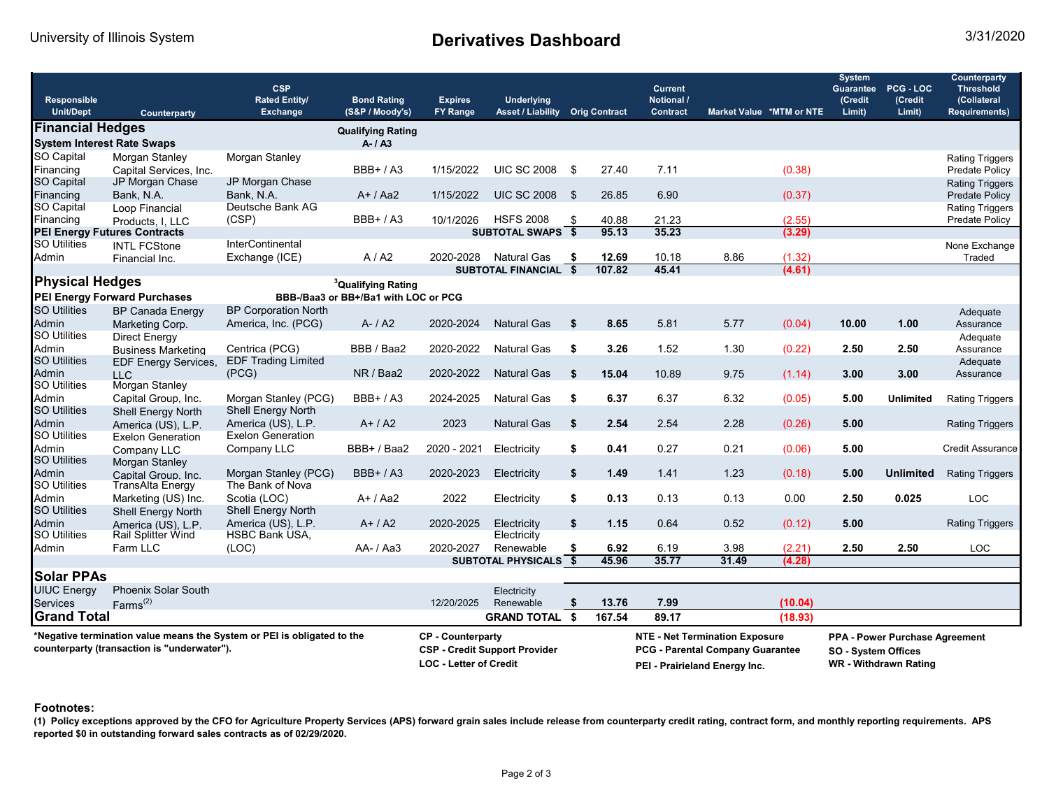University of Illinois System

# Derivatives Dashboard

3/31/2020

| Responsible Unit/Dept | Counterparty | CSP Rated Entity/ Exchange | Bond Rating (S&P / Moody's) | Expires FY Range | Underlying Asset / Liability | Orig Contract | Current Notional / Contract | Market Value | *MTM or NTE | System Guarantee (Credit Limit) | PCG - LOC (Credit Limit) | Counterparty Threshold (Collateral Requirements) |
|---|---|---|---|---|---|---|---|---|---|---|---|---|
| **Financial Hedges** | | | **Qualifying Rating** | | | | | | | | | |
| **System Interest Rate Swaps** | | | **A- / A3** | | | | | | | | | |
| SO Capital Financing | Morgan Stanley Capital Services, Inc. | Morgan Stanley | BBB+ / A3 | 1/15/2022 | UIC SC 2008 | $ 27.40 | 7.11 | | (0.38) | | | Rating Triggers Predate Policy |
| SO Capital Financing | JP Morgan Chase Bank, N.A. | JP Morgan Chase Bank, N.A. | A+ / Aa2 | 1/15/2022 | UIC SC 2008 | $ 26.85 | 6.90 | | (0.37) | | | Rating Triggers Predate Policy |
| SO Capital Financing | Loop Financial Products, I, LLC | Deutsche Bank AG (CSP) | BBB+ / A3 | 10/1/2026 | HSFS 2008 | $ 40.88 | 21.23 | | (2.55) | | | Rating Triggers Predate Policy |
| **PEI Energy Futures Contracts** | | | | | **SUBTOTAL SWAPS** | **$ 95.13** | **35.23** | | **(3.29)** | | | |
| SO Utilities Admin | INTL FCStone Financial Inc. | InterContinental Exchange (ICE) | A / A2 | 2020-2028 | Natural Gas | **$ 12.69** | 10.18 | 8.86 | (1.32) | | | None Exchange Traded |
| | | | | | **SUBTOTAL FINANCIAL** | **$ 107.82** | **45.41** | | **(4.61)** | | | |
| **Physical Hedges** | | | **[3]Qualifying Rating** | | | | | | | | | |
| **PEI Energy Forward Purchases** | | | **BBB-/Baa3 or BB+/Ba1 with LOC or PCG** | | | | | | | | | |
| SO Utilities Admin | BP Canada Energy Marketing Corp. | BP Corporation North America, Inc. (PCG) | A- / A2 | 2020-2024 | Natural Gas | **$ 8.65** | 5.81 | 5.77 | (0.04) | **10.00** | **1.00** | Adequate Assurance |
| SO Utilities Admin | Direct Energy Business Marketing | Centrica (PCG) | BBB / Baa2 | 2020-2022 | Natural Gas | **$ 3.26** | 1.52 | 1.30 | (0.22) | **2.50** | **2.50** | Adequate Assurance |
| SO Utilities Admin | EDF Energy Services, LLC | EDF Trading Limited (PCG) | NR / Baa2 | 2020-2022 | Natural Gas | **$ 15.04** | 10.89 | 9.75 | (1.14) | **3.00** | **3.00** | Adequate Assurance |
| SO Utilities Admin | Morgan Stanley Capital Group, Inc. | Morgan Stanley (PCG) | BBB+ / A3 | 2024-2025 | Natural Gas | **$ 6.37** | 6.37 | 6.32 | (0.05) | **5.00** | **Unlimited** | Rating Triggers |
| SO Utilities Admin | Shell Energy North America (US), L.P. | Shell Energy North America (US), L.P. | A+ / A2 | 2023 | Natural Gas | **$ 2.54** | 2.54 | 2.28 | (0.26) | **5.00** | | Rating Triggers |
| SO Utilities Admin | Exelon Generation Company LLC | Exelon Generation Company LLC | BBB+ / Baa2 | 2020 - 2021 | Electricity | **$ 0.41** | 0.27 | 0.21 | (0.06) | **5.00** | | Credit Assurance |
| SO Utilities Admin | Morgan Stanley Capital Group, Inc. | Morgan Stanley (PCG) | BBB+ / A3 | 2020-2023 | Electricity | **$ 1.49** | 1.41 | 1.23 | (0.18) | **5.00** | **Unlimited** | Rating Triggers |
| SO Utilities Admin | TransAlta Energy Marketing (US) Inc. | The Bank of Nova Scotia (LOC) | A+ / Aa2 | 2022 | Electricity | **$ 0.13** | 0.13 | 0.13 | 0.00 | **2.50** | **0.025** | LOC |
| SO Utilities Admin | Shell Energy North America (US), L.P. | Shell Energy North America (US), L.P. | A+ / A2 | 2020-2025 | Electricity | **$ 1.15** | 0.64 | 0.52 | (0.12) | **5.00** | | Rating Triggers |
| SO Utilities Admin | Rail Splitter Wind Farm LLC | HSBC Bank USA, (LOC) | AA- / Aa3 | 2020-2027 | Electricity Renewable | **$ 6.92** | 6.19 | 3.98 | (2.21) | **2.50** | **2.50** | LOC |
| | | | | | **SUBTOTAL PHYSICALS** | **$ 45.96** | **35.77** | **31.49** | **(4.28)** | | | |
| **Solar PPAs** | | | | | | | | | | | | |
| UIUC Energy Services | Phoenix Solar South Farms[2] | | | 12/20/2025 | Electricity Renewable | **$ 13.76** | **7.99** | | **(10.04)** | | | |
| **Grand Total** | | | | | **GRAND TOTAL** | **$ 167.54** | **89.17** | | **(18.93)** | | | |

**\*Negative termination value means the System or PEI is obligated to the counterparty (transaction is "underwater").**

**CP - Counterparty**
**CSP - Credit Support Provider**
**LOC - Letter of Credit**

**NTE - Net Termination Exposure**
**PCG - Parental Company Guarantee**
**PEI - Prairieland Energy Inc.**

**PPA - Power Purchase Agreement**
**SO - System Offices**
**WR - Withdrawn Rating**

**Footnotes:**

**(1) Policy exceptions approved by the CFO for Agriculture Property Services (APS) forward grain sales include release from counterparty credit rating, contract form, and monthly reporting requirements. APS reported $0 in outstanding forward sales contracts as of 02/29/2020.**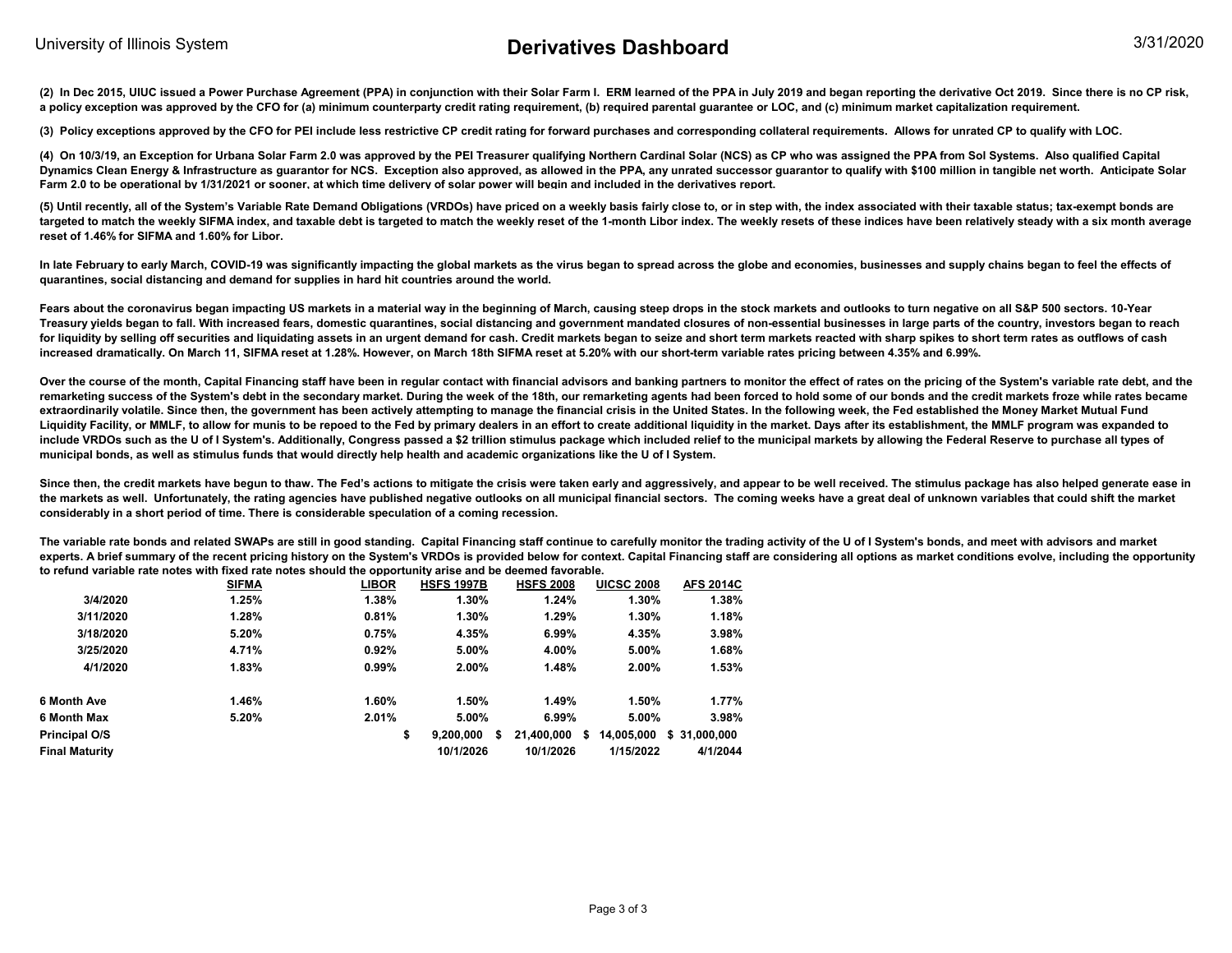**(2) In Dec 2015, UIUC issued a Power Purchase Agreement (PPA) in conjunction with their Solar Farm I. ERM learned of the PPA in July 2019 and began reporting the derivative Oct 2019. Since there is no CP risk, a policy exception was approved by the CFO for (a) minimum counterparty credit rating requirement, (b) required parental guarantee or LOC, and (c) minimum market capitalization requirement.**

**(3) Policy exceptions approved by the CFO for PEI include less restrictive CP credit rating for forward purchases and corresponding collateral requirements. Allows for unrated CP to qualify with LOC.**

**(4) On 10/3/19, an Exception for Urbana Solar Farm 2.0 was approved by the PEI Treasurer qualifying Northern Cardinal Solar (NCS) as CP who was assigned the PPA from Sol Systems. Also qualified Capital Dynamics Clean Energy & Infrastructure as guarantor for NCS. Exception also approved, as allowed in the PPA, any unrated successor guarantor to qualify with $100 million in tangible net worth. Anticipate Solar Farm 2.0 to be operational by 1/31/2021 or sooner, at which time delivery of solar power will begin and included in the derivatives report.**

**(5) Until recently, all of the System's Variable Rate Demand Obligations (VRDOs) have priced on a weekly basis fairly close to, or in step with, the index associated with their taxable status; tax-exempt bonds are targeted to match the weekly SIFMA index, and taxable debt is targeted to match the weekly reset of the 1-month Libor index. The weekly resets of these indices have been relatively steady with a six month average reset of 1.46% for SIFMA and 1.60% for Libor.**

**In late February to early March, COVID-19 was significantly impacting the global markets as the virus began to spread across the globe and economies, businesses and supply chains began to feel the effects of quarantines, social distancing and demand for supplies in hard hit countries around the world.**

**Fears about the coronavirus began impacting US markets in a material way in the beginning of March, causing steep drops in the stock markets and outlooks to turn negative on all S&P 500 sectors. 10-Year Treasury yields began to fall. With increased fears, domestic quarantines, social distancing and government mandated closures of non-essential businesses in large parts of the country, investors began to reach for liquidity by selling off securities and liquidating assets in an urgent demand for cash. Credit markets began to seize and short term markets reacted with sharp spikes to short term rates as outflows of cash increased dramatically. On March 11, SIFMA reset at 1.28%. However, on March 18th SIFMA reset at 5.20% with our short-term variable rates pricing between 4.35% and 6.99%.**

**Over the course of the month, Capital Financing staff have been in regular contact with financial advisors and banking partners to monitor the effect of rates on the pricing of the System's variable rate debt, and the remarketing success of the System's debt in the secondary market. During the week of the 18th, our remarketing agents had been forced to hold some of our bonds and the credit markets froze while rates became extraordinarily volatile. Since then, the government has been actively attempting to manage the financial crisis in the United States. In the following week, the Fed established the Money Market Mutual Fund Liquidity Facility, or MMLF, to allow for munis to be repoed to the Fed by primary dealers in an effort to create additional liquidity in the market. Days after its establishment, the MMLF program was expanded to include VRDOs such as the U of I System's. Additionally, Congress passed a $2 trillion stimulus package which included relief to the municipal markets by allowing the Federal Reserve to purchase all types of municipal bonds, as well as stimulus funds that would directly help health and academic organizations like the U of I System.**

**Since then, the credit markets have begun to thaw. The Fed's actions to mitigate the crisis were taken early and aggressively, and appear to be well received. The stimulus package has also helped generate ease in the markets as well. Unfortunately, the rating agencies have published negative outlooks on all municipal financial sectors. The coming weeks have a great deal of unknown variables that could shift the market considerably in a short period of time. There is considerable speculation of a coming recession.**

**The variable rate bonds and related SWAPs are still in good standing. Capital Financing staff continue to carefully monitor the trading activity of the U of I System's bonds, and meet with advisors and market experts. A brief summary of the recent pricing history on the System's VRDOs is provided below for context. Capital Financing staff are considering all options as market conditions evolve, including the opportunity to refund variable rate notes with fixed rate notes should the opportunity arise and be deemed favorable.**

| | SIFMA | LIBOR | HSFS 1997B | HSFS 2008 | UICSC 2008 | AFS 2014C |
|---|---|---|---|---|---|---|
| 3/4/2020 | 1.25% | 1.38% | 1.30% | 1.24% | 1.30% | 1.38% |
| 3/11/2020 | 1.28% | 0.81% | 1.30% | 1.29% | 1.30% | 1.18% |
| 3/18/2020 | 5.20% | 0.75% | 4.35% | 6.99% | 4.35% | 3.98% |
| 3/25/2020 | 4.71% | 0.92% | 5.00% | 4.00% | 5.00% | 1.68% |
| 4/1/2020 | 1.83% | 0.99% | 2.00% | 1.48% | 2.00% | 1.53% |
| 6 Month Ave | 1.46% | 1.60% | 1.50% | 1.49% | 1.50% | 1.77% |
| 6 Month Max | 5.20% | 2.01% | 5.00% | 6.99% | 5.00% | 3.98% |
| Principal O/S | | | $ 9,200,000 | $ 21,400,000 | $ 14,005,000 | $ 31,000,000 |
| Final Maturity | | | 10/1/2026 | 10/1/2026 | 1/15/2022 | 4/1/2044 |